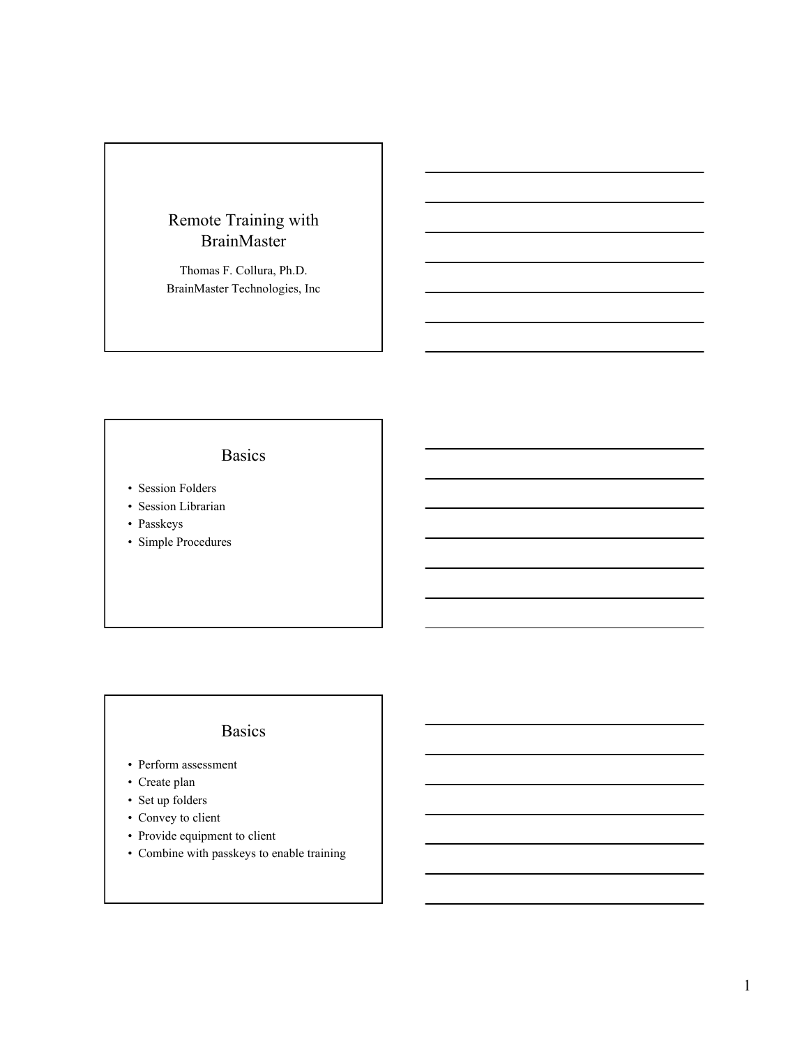# Remote Training with BrainMaster

Thomas F. Collura, Ph.D.
BrainMaster Technologies, Inc

## Basics

- Session Folders
- Session Librarian
- Passkeys
- Simple Procedures

## Basics

- Perform assessment
- Create plan
- Set up folders
- Convey to client
- Provide equipment to client
- Combine with passkeys to enable training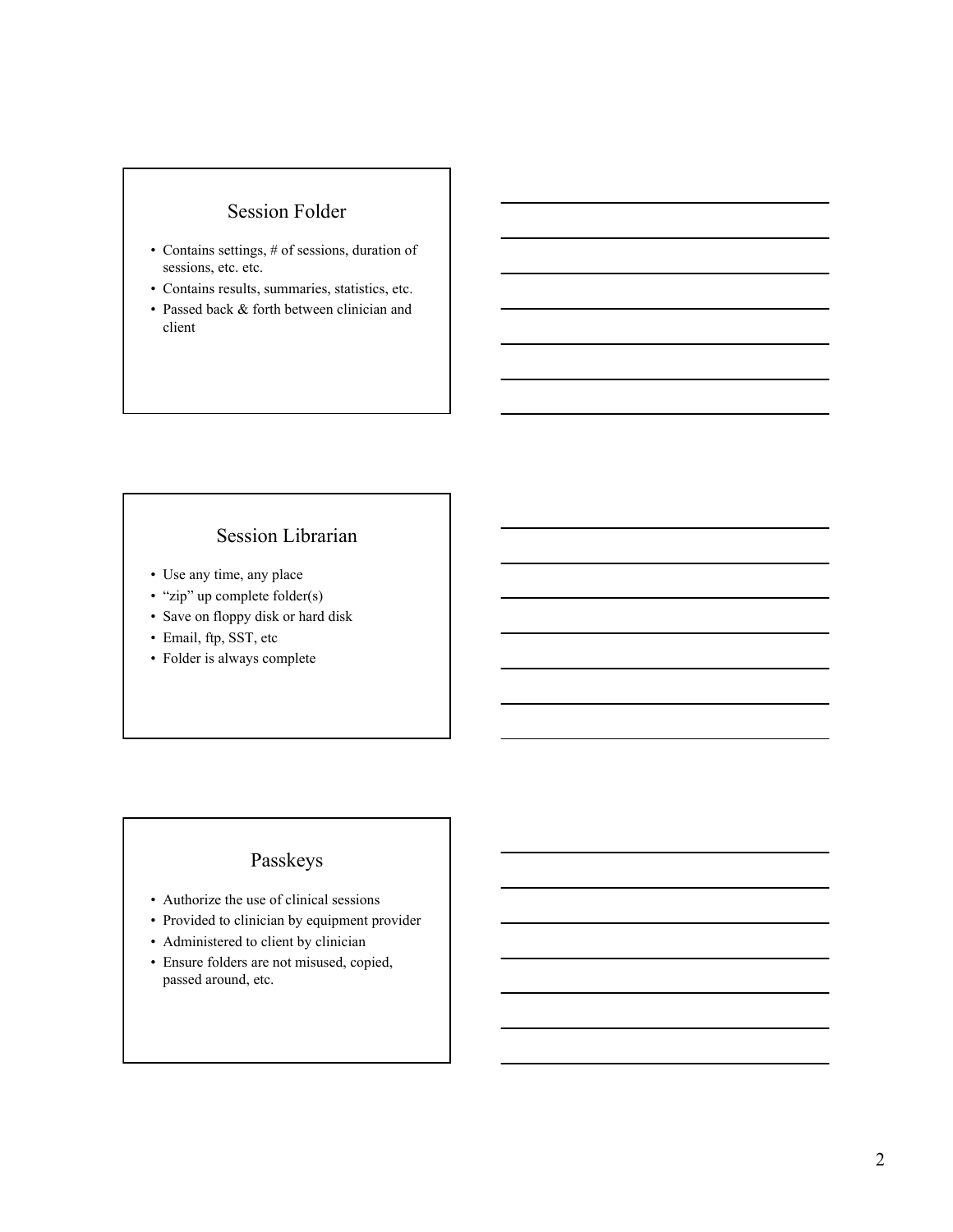## Session Folder

- Contains settings, # of sessions, duration of sessions, etc. etc.
- Contains results, summaries, statistics, etc.
- Passed back & forth between clinician and client

## Session Librarian

- Use any time, any place
- "zip" up complete folder(s)
- Save on floppy disk or hard disk
- Email, ftp, SST, etc
- Folder is always complete

## Passkeys

- Authorize the use of clinical sessions
- Provided to clinician by equipment provider
- Administered to client by clinician
- Ensure folders are not misused, copied, passed around, etc.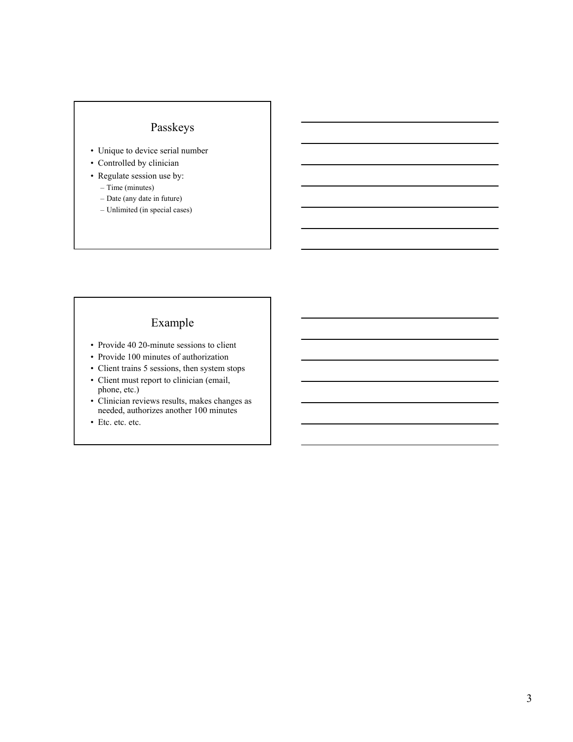## Passkeys

- Unique to device serial number
- Controlled by clinician
- Regulate session use by:
  - Time (minutes)
  - Date (any date in future)
  - Unlimited (in special cases)

## Example

- Provide 40 20-minute sessions to client
- Provide 100 minutes of authorization
- Client trains 5 sessions, then system stops
- Client must report to clinician (email, phone, etc.)
- Clinician reviews results, makes changes as needed, authorizes another 100 minutes
- Etc. etc. etc.